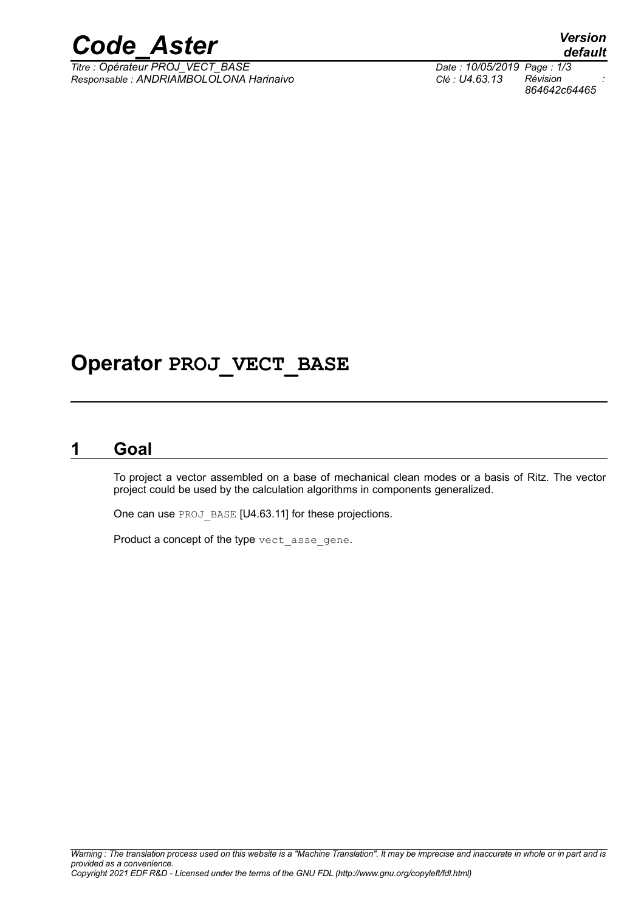# Operator PROJ_VECT_BASE

## 1 Goal

To project a vector assembled on a base of mechanical clean modes or a basis of Ritz. The vector project could be used by the calculation algorithms in components generalized.

One can use PROJ_BASE [U4.63.11] for these projections.

Product a concept of the type vect_asse_gene.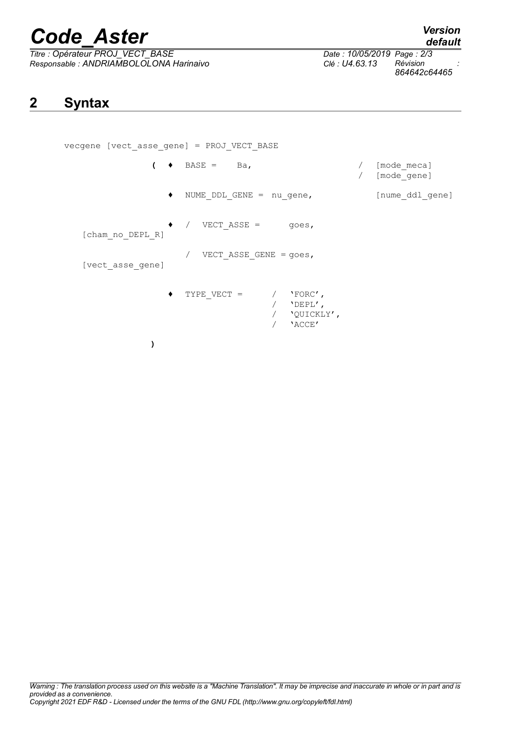## 2 Syntax

```
vecgene [vect_asse_gene] = PROJ_VECT_BASE

            (  ♦  BASE =    Ba,                        /  [mode_meca]
                                                       /  [mode_gene]

               ♦  NUME_DDL_GENE =  nu_gene,               [nume_ddl_gene]


               ♦  /  VECT_ASSE =      goes,
   [cham_no_DEPL_R]

                  /  VECT_ASSE_GENE = goes,
   [vect_asse_gene]


               ♦  TYPE_VECT =      /  'FORC',
                                   /  'DEPL',
                                   /  'QUICKLY',
                                   /  'ACCE'

            )
```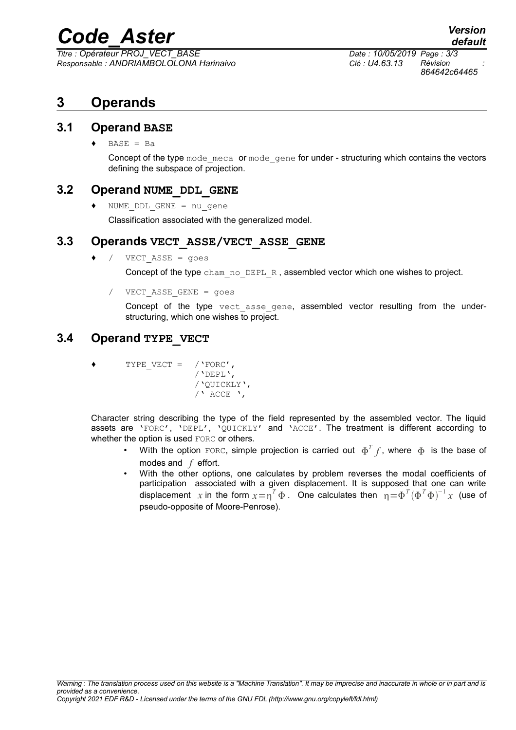# 3 Operands

## 3.1 Operand BASE

♦ BASE = Ba

Concept of the type mode_meca or mode_gene for under - structuring which contains the vectors defining the subspace of projection.

## 3.2 Operand NUME_DDL_GENE

♦ NUME_DDL_GENE = nu_gene

Classification associated with the generalized model.

## 3.3 Operands VECT_ASSE/VECT_ASSE_GENE

♦ / VECT_ASSE = goes

Concept of the type cham_no_DEPL_R , assembled vector which one wishes to project.

/ VECT_ASSE_GENE = goes

Concept of the type vect_asse_gene, assembled vector resulting from the under-structuring, which one wishes to project.

## 3.4 Operand TYPE_VECT

```
♦       TYPE_VECT =   /'FORC',
                      /'DEPL',
                      /'QUICKLY',
                      /' ACCE ',
```

Character string describing the type of the field represented by the assembled vector. The liquid assets are 'FORC', 'DEPL', 'QUICKLY' and 'ACCE'. The treatment is different according to whether the option is used FORC or others.

- With the option FORC, simple projection is carried out $\Phi^T f$, where $\Phi$ is the base of modes and $f$ effort.
- With the other options, one calculates by problem reverses the modal coefficients of participation associated with a given displacement. It is supposed that one can write displacement $x$ in the form $x = \eta^T \Phi$. One calculates then $\eta = \Phi^T (\Phi^T \Phi)^{-1} x$ (use of pseudo-opposite of Moore-Penrose).